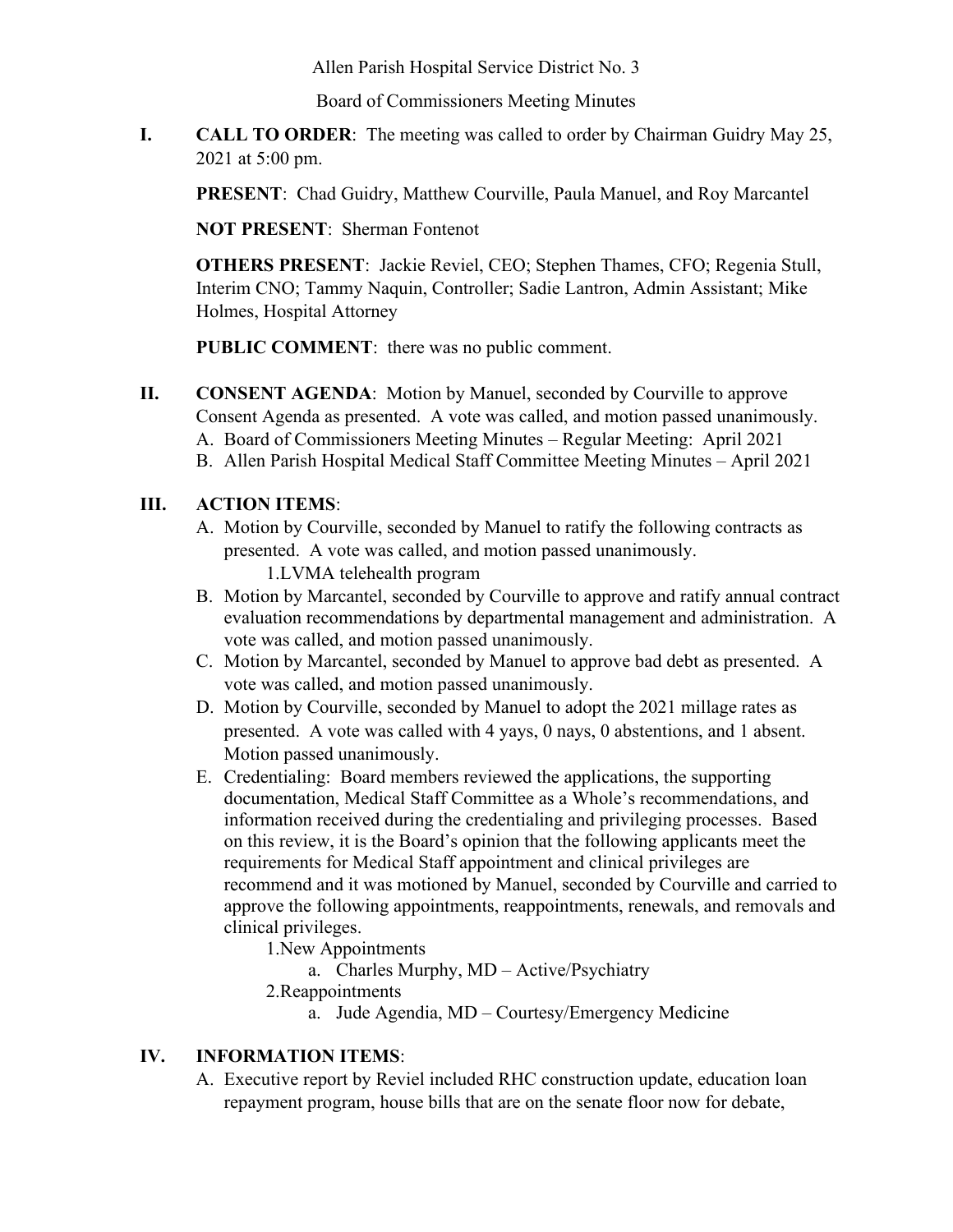Allen Parish Hospital Service District No. 3

Board of Commissioners Meeting Minutes

**I. CALL TO ORDER**: The meeting was called to order by Chairman Guidry May 25, 2021 at 5:00 pm.

**PRESENT**: Chad Guidry, Matthew Courville, Paula Manuel, and Roy Marcantel

**NOT PRESENT**: Sherman Fontenot

**OTHERS PRESENT**: Jackie Reviel, CEO; Stephen Thames, CFO; Regenia Stull, Interim CNO; Tammy Naquin, Controller; Sadie Lantron, Admin Assistant; Mike Holmes, Hospital Attorney

**PUBLIC COMMENT**: there was no public comment.

**II. CONSENT AGENDA**: Motion by Manuel, seconded by Courville to approve Consent Agenda as presented. A vote was called, and motion passed unanimously.

A. Board of Commissioners Meeting Minutes – Regular Meeting: April 2021
B. Allen Parish Hospital Medical Staff Committee Meeting Minutes – April 2021

**III. ACTION ITEMS**:

A. Motion by Courville, seconded by Manuel to ratify the following contracts as presented. A vote was called, and motion passed unanimously.
   1. LVMA telehealth program
B. Motion by Marcantel, seconded by Courville to approve and ratify annual contract evaluation recommendations by departmental management and administration. A vote was called, and motion passed unanimously.
C. Motion by Marcantel, seconded by Manuel to approve bad debt as presented. A vote was called, and motion passed unanimously.
D. Motion by Courville, seconded by Manuel to adopt the 2021 millage rates as presented. A vote was called with 4 yays, 0 nays, 0 abstentions, and 1 absent. Motion passed unanimously.
E. Credentialing: Board members reviewed the applications, the supporting documentation, Medical Staff Committee as a Whole's recommendations, and information received during the credentialing and privileging processes. Based on this review, it is the Board's opinion that the following applicants meet the requirements for Medical Staff appointment and clinical privileges are recommend and it was motioned by Manuel, seconded by Courville and carried to approve the following appointments, reappointments, renewals, and removals and clinical privileges.
   1. New Appointments
      a. Charles Murphy, MD – Active/Psychiatry
   2. Reappointments
      a. Jude Agendia, MD – Courtesy/Emergency Medicine

**IV. INFORMATION ITEMS**:

A. Executive report by Reviel included RHC construction update, education loan repayment program, house bills that are on the senate floor now for debate,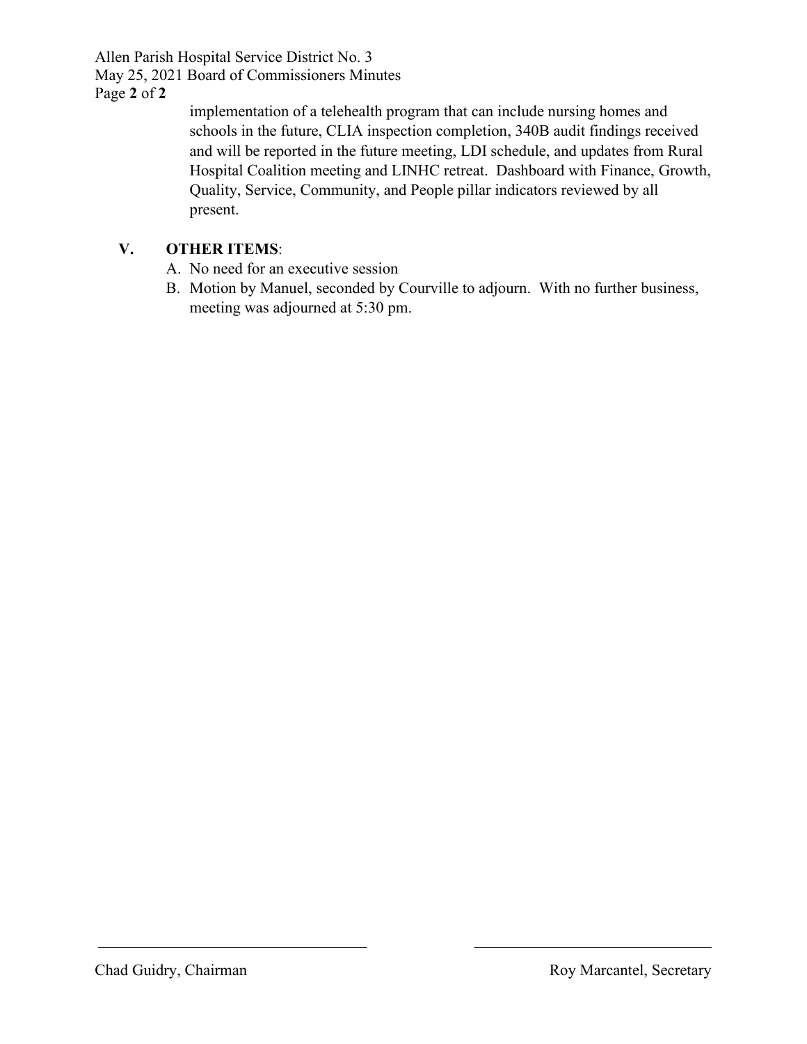implementation of a telehealth program that can include nursing homes and schools in the future, CLIA inspection completion, 340B audit findings received and will be reported in the future meeting, LDI schedule, and updates from Rural Hospital Coalition meeting and LINHC retreat. Dashboard with Finance, Growth, Quality, Service, Community, and People pillar indicators reviewed by all present.

**V. OTHER ITEMS**:

A. No need for an executive session

B. Motion by Manuel, seconded by Courville to adjourn. With no further business, meeting was adjourned at 5:30 pm.

\_\_\_\_\_\_\_\_\_\_\_\_\_\_\_\_\_\_\_\_\_\_\_\_\_\_\_\_\_\_\_\_\_\_\_\_

Chad Guidry, Chairman

\_\_\_\_\_\_\_\_\_\_\_\_\_\_\_\_\_\_\_\_\_\_\_\_\_\_\_\_\_\_\_\_\_\_\_\_

Roy Marcantel, Secretary